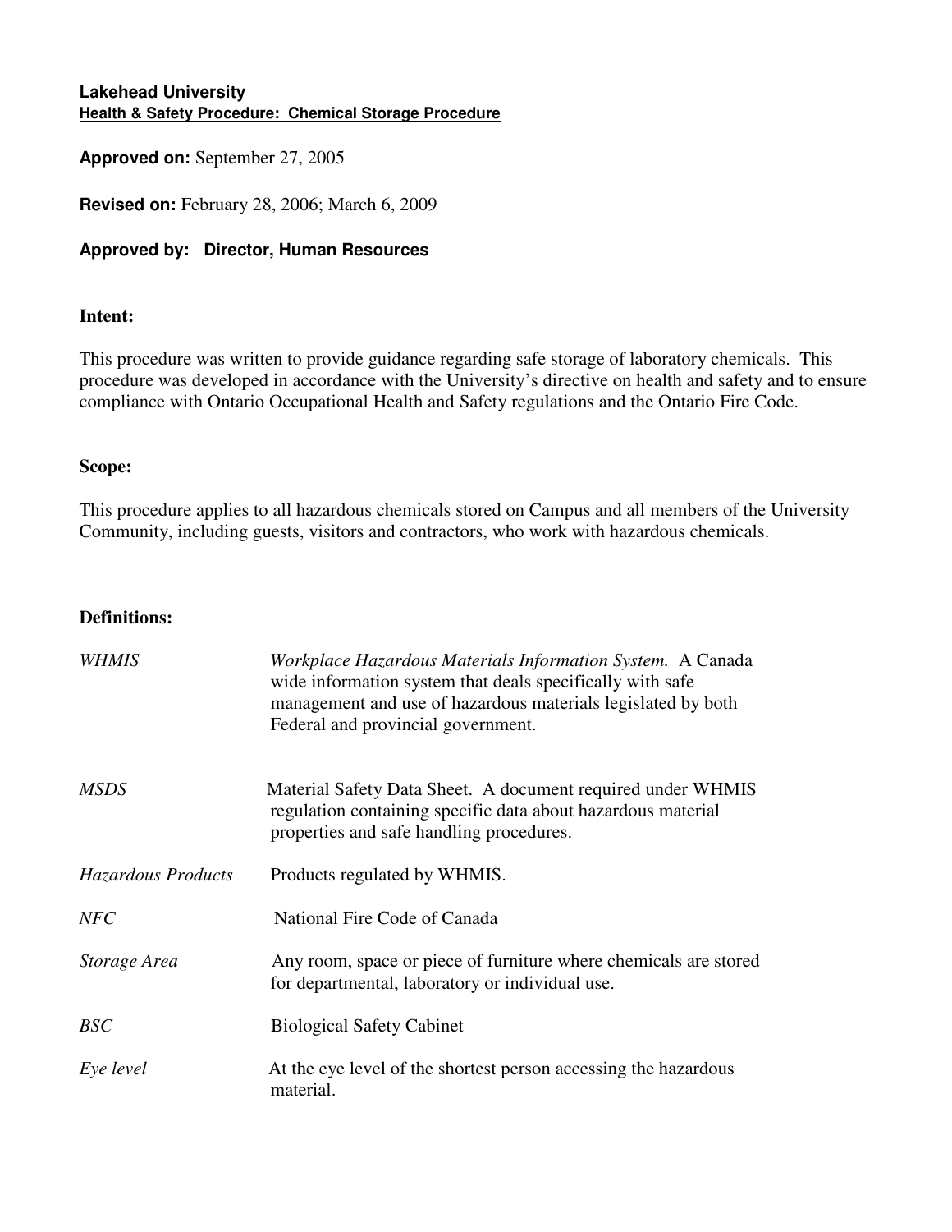**Lakehead University**

**Health & Safety Procedure: Chemical Storage Procedure**

**Approved on:** September 27, 2005

**Revised on:** February 28, 2006; March 6, 2009

**Approved by: Director, Human Resources**

## Intent:

This procedure was written to provide guidance regarding safe storage of laboratory chemicals. This procedure was developed in accordance with the University's directive on health and safety and to ensure compliance with Ontario Occupational Health and Safety regulations and the Ontario Fire Code.

## Scope:

This procedure applies to all hazardous chemicals stored on Campus and all members of the University Community, including guests, visitors and contractors, who work with hazardous chemicals.

## Definitions:

| | |
|---|---|
| *WHMIS* | *Workplace Hazardous Materials Information System.* A Canada wide information system that deals specifically with safe management and use of hazardous materials legislated by both Federal and provincial government. |
| *MSDS* | Material Safety Data Sheet. A document required under WHMIS regulation containing specific data about hazardous material properties and safe handling procedures. |
| *Hazardous Products* | Products regulated by WHMIS. |
| *NFC* | National Fire Code of Canada |
| *Storage Area* | Any room, space or piece of furniture where chemicals are stored for departmental, laboratory or individual use. |
| *BSC* | Biological Safety Cabinet |
| *Eye level* | At the eye level of the shortest person accessing the hazardous material. |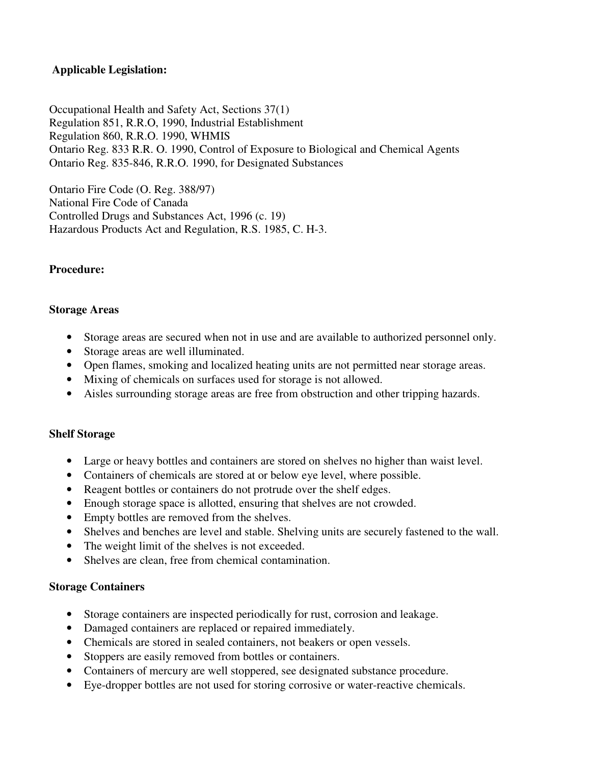**Applicable Legislation:**

Occupational Health and Safety Act, Sections 37(1)
Regulation 851, R.R.O, 1990, Industrial Establishment
Regulation 860, R.R.O. 1990, WHMIS
Ontario Reg. 833 R.R. O. 1990, Control of Exposure to Biological and Chemical Agents
Ontario Reg. 835-846, R.R.O. 1990, for Designated Substances

Ontario Fire Code (O. Reg. 388/97)
National Fire Code of Canada
Controlled Drugs and Substances Act, 1996 (c. 19)
Hazardous Products Act and Regulation, R.S. 1985, C. H-3.

**Procedure:**

**Storage Areas**

- Storage areas are secured when not in use and are available to authorized personnel only.
- Storage areas are well illuminated.
- Open flames, smoking and localized heating units are not permitted near storage areas.
- Mixing of chemicals on surfaces used for storage is not allowed.
- Aisles surrounding storage areas are free from obstruction and other tripping hazards.

**Shelf Storage**

- Large or heavy bottles and containers are stored on shelves no higher than waist level.
- Containers of chemicals are stored at or below eye level, where possible.
- Reagent bottles or containers do not protrude over the shelf edges.
- Enough storage space is allotted, ensuring that shelves are not crowded.
- Empty bottles are removed from the shelves.
- Shelves and benches are level and stable. Shelving units are securely fastened to the wall.
- The weight limit of the shelves is not exceeded.
- Shelves are clean, free from chemical contamination.

**Storage Containers**

- Storage containers are inspected periodically for rust, corrosion and leakage.
- Damaged containers are replaced or repaired immediately.
- Chemicals are stored in sealed containers, not beakers or open vessels.
- Stoppers are easily removed from bottles or containers.
- Containers of mercury are well stoppered, see designated substance procedure.
- Eye-dropper bottles are not used for storing corrosive or water-reactive chemicals.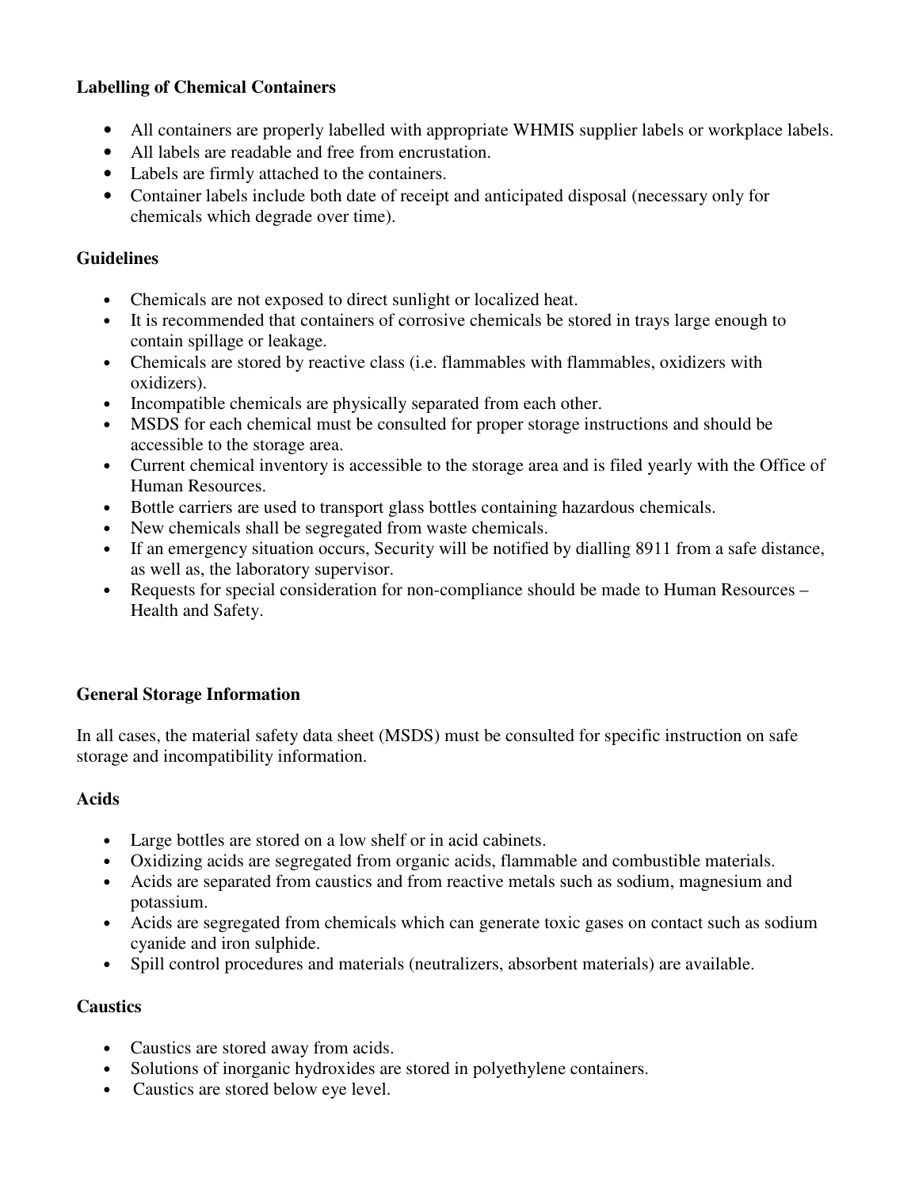**Labelling of Chemical Containers**

- All containers are properly labelled with appropriate WHMIS supplier labels or workplace labels.
- All labels are readable and free from encrustation.
- Labels are firmly attached to the containers.
- Container labels include both date of receipt and anticipated disposal (necessary only for chemicals which degrade over time).

**Guidelines**

- Chemicals are not exposed to direct sunlight or localized heat.
- It is recommended that containers of corrosive chemicals be stored in trays large enough to contain spillage or leakage.
- Chemicals are stored by reactive class (i.e. flammables with flammables, oxidizers with oxidizers).
- Incompatible chemicals are physically separated from each other.
- MSDS for each chemical must be consulted for proper storage instructions and should be accessible to the storage area.
- Current chemical inventory is accessible to the storage area and is filed yearly with the Office of Human Resources.
- Bottle carriers are used to transport glass bottles containing hazardous chemicals.
- New chemicals shall be segregated from waste chemicals.
- If an emergency situation occurs, Security will be notified by dialling 8911 from a safe distance, as well as, the laboratory supervisor.
- Requests for special consideration for non-compliance should be made to Human Resources – Health and Safety.

**General Storage Information**

In all cases, the material safety data sheet (MSDS) must be consulted for specific instruction on safe storage and incompatibility information.

**Acids**

- Large bottles are stored on a low shelf or in acid cabinets.
- Oxidizing acids are segregated from organic acids, flammable and combustible materials.
- Acids are separated from caustics and from reactive metals such as sodium, magnesium and potassium.
- Acids are segregated from chemicals which can generate toxic gases on contact such as sodium cyanide and iron sulphide.
- Spill control procedures and materials (neutralizers, absorbent materials) are available.

**Caustics**

- Caustics are stored away from acids.
- Solutions of inorganic hydroxides are stored in polyethylene containers.
- Caustics are stored below eye level.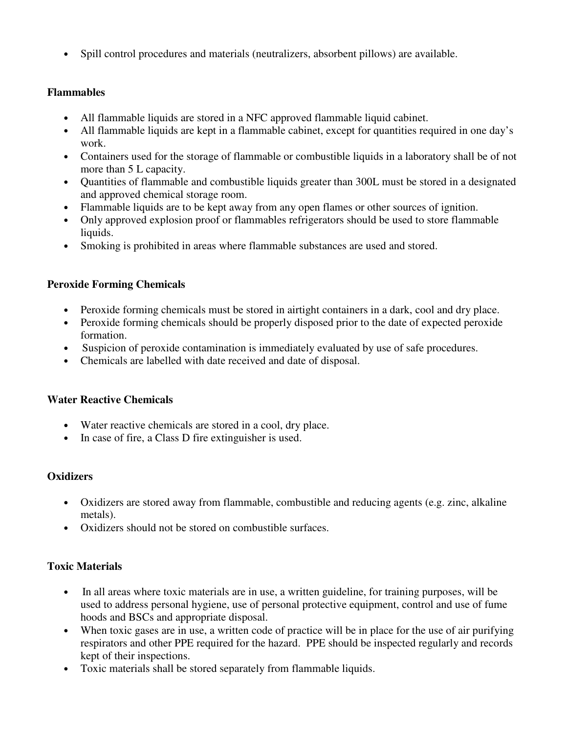- Spill control procedures and materials (neutralizers, absorbent pillows) are available.

**Flammables**

- All flammable liquids are stored in a NFC approved flammable liquid cabinet.
- All flammable liquids are kept in a flammable cabinet, except for quantities required in one day's work.
- Containers used for the storage of flammable or combustible liquids in a laboratory shall be of not more than 5 L capacity.
- Quantities of flammable and combustible liquids greater than 300L must be stored in a designated and approved chemical storage room.
- Flammable liquids are to be kept away from any open flames or other sources of ignition.
- Only approved explosion proof or flammables refrigerators should be used to store flammable liquids.
- Smoking is prohibited in areas where flammable substances are used and stored.

**Peroxide Forming Chemicals**

- Peroxide forming chemicals must be stored in airtight containers in a dark, cool and dry place.
- Peroxide forming chemicals should be properly disposed prior to the date of expected peroxide formation.
- Suspicion of peroxide contamination is immediately evaluated by use of safe procedures.
- Chemicals are labelled with date received and date of disposal.

**Water Reactive Chemicals**

- Water reactive chemicals are stored in a cool, dry place.
- In case of fire, a Class D fire extinguisher is used.

**Oxidizers**

- Oxidizers are stored away from flammable, combustible and reducing agents (e.g. zinc, alkaline metals).
- Oxidizers should not be stored on combustible surfaces.

**Toxic Materials**

- In all areas where toxic materials are in use, a written guideline, for training purposes, will be used to address personal hygiene, use of personal protective equipment, control and use of fume hoods and BSCs and appropriate disposal.
- When toxic gases are in use, a written code of practice will be in place for the use of air purifying respirators and other PPE required for the hazard. PPE should be inspected regularly and records kept of their inspections.
- Toxic materials shall be stored separately from flammable liquids.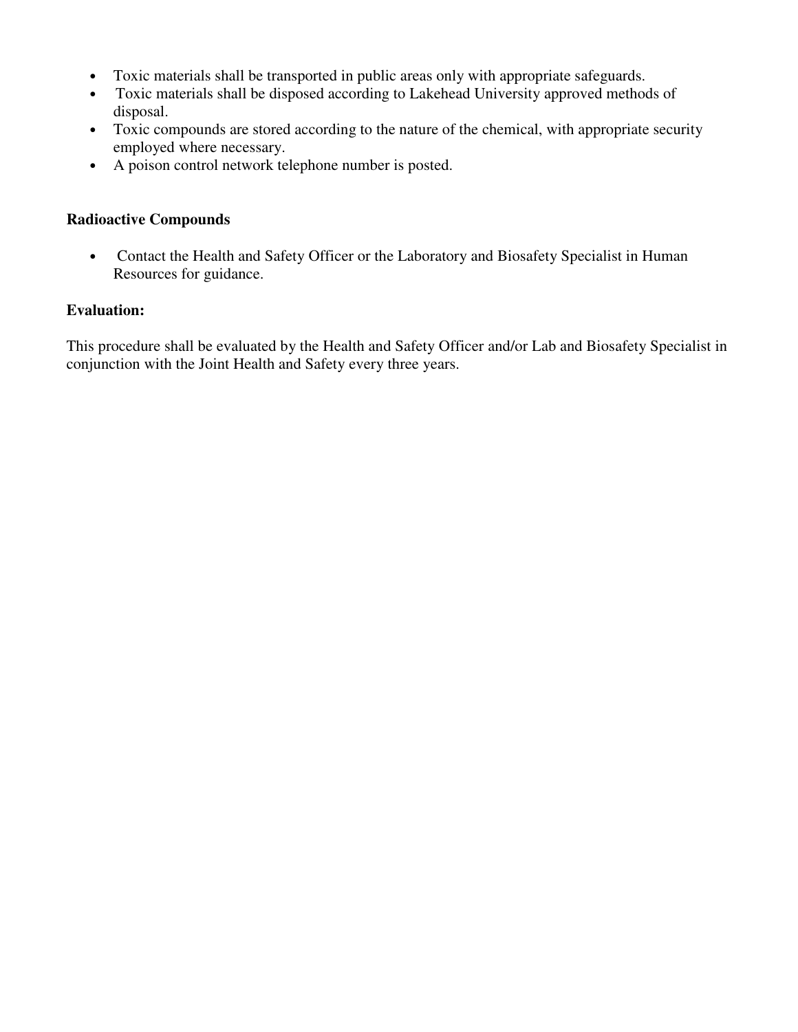- Toxic materials shall be transported in public areas only with appropriate safeguards.
- Toxic materials shall be disposed according to Lakehead University approved methods of disposal.
- Toxic compounds are stored according to the nature of the chemical, with appropriate security employed where necessary.
- A poison control network telephone number is posted.

**Radioactive Compounds**

- Contact the Health and Safety Officer or the Laboratory and Biosafety Specialist in Human Resources for guidance.

**Evaluation:**

This procedure shall be evaluated by the Health and Safety Officer and/or Lab and Biosafety Specialist in conjunction with the Joint Health and Safety every three years.